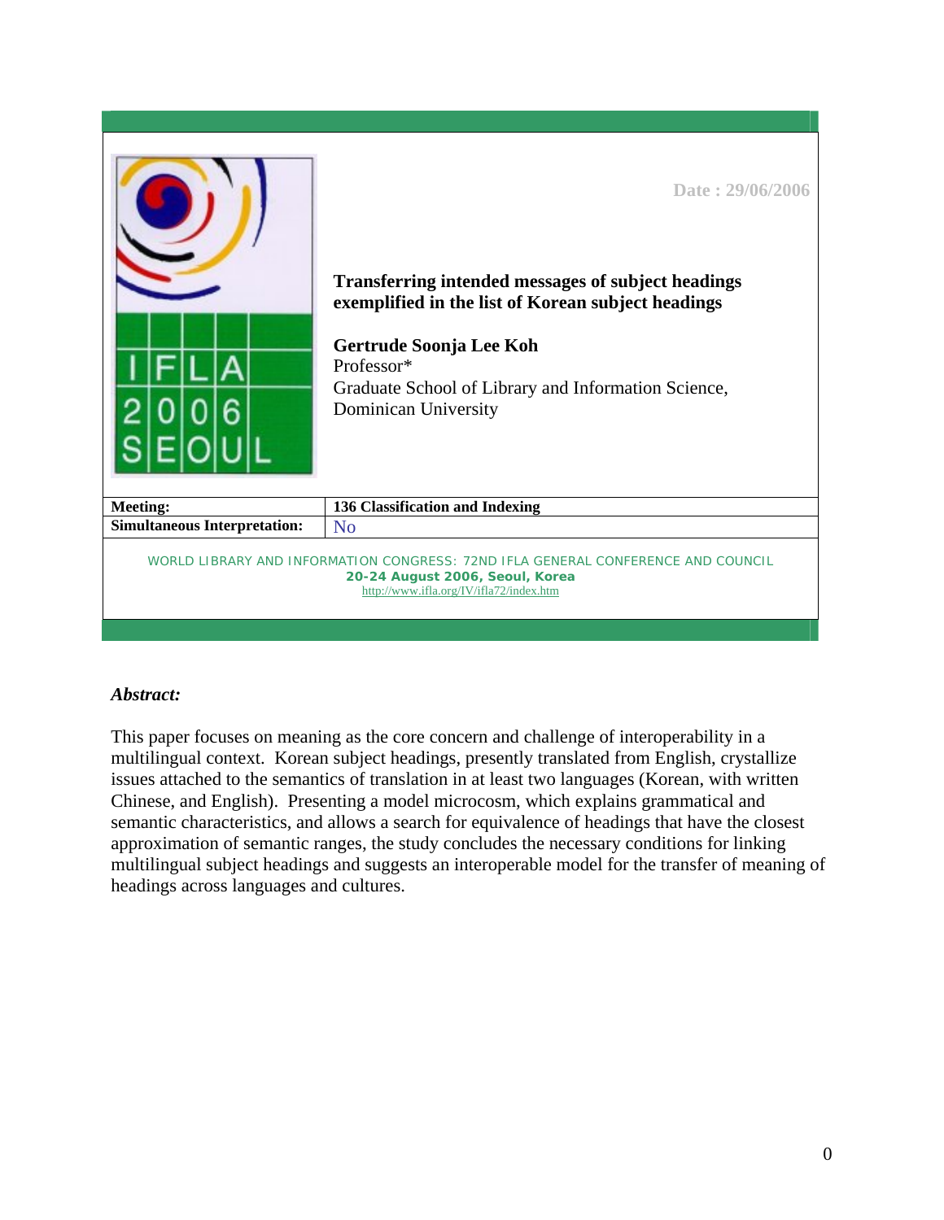Date : 29/06/2006

# Transferring intended messages of subject headings exemplified in the list of Korean subject headings

**Gertrude Soonja Lee Koh**
Professor*
Graduate School of Library and Information Science,
Dominican University

| **Meeting:** | **136 Classification and Indexing** |
|---|---|
| **Simultaneous Interpretation:** | No |

WORLD LIBRARY AND INFORMATION CONGRESS: 72ND IFLA GENERAL CONFERENCE AND COUNCIL
**20-24 August 2006, Seoul, Korea**
http://www.ifla.org/IV/ifla72/index.htm

### *Abstract:*

This paper focuses on meaning as the core concern and challenge of interoperability in a multilingual context. Korean subject headings, presently translated from English, crystallize issues attached to the semantics of translation in at least two languages (Korean, with written Chinese, and English). Presenting a model microcosm, which explains grammatical and semantic characteristics, and allows a search for equivalence of headings that have the closest approximation of semantic ranges, the study concludes the necessary conditions for linking multilingual subject headings and suggests an interoperable model for the transfer of meaning of headings across languages and cultures.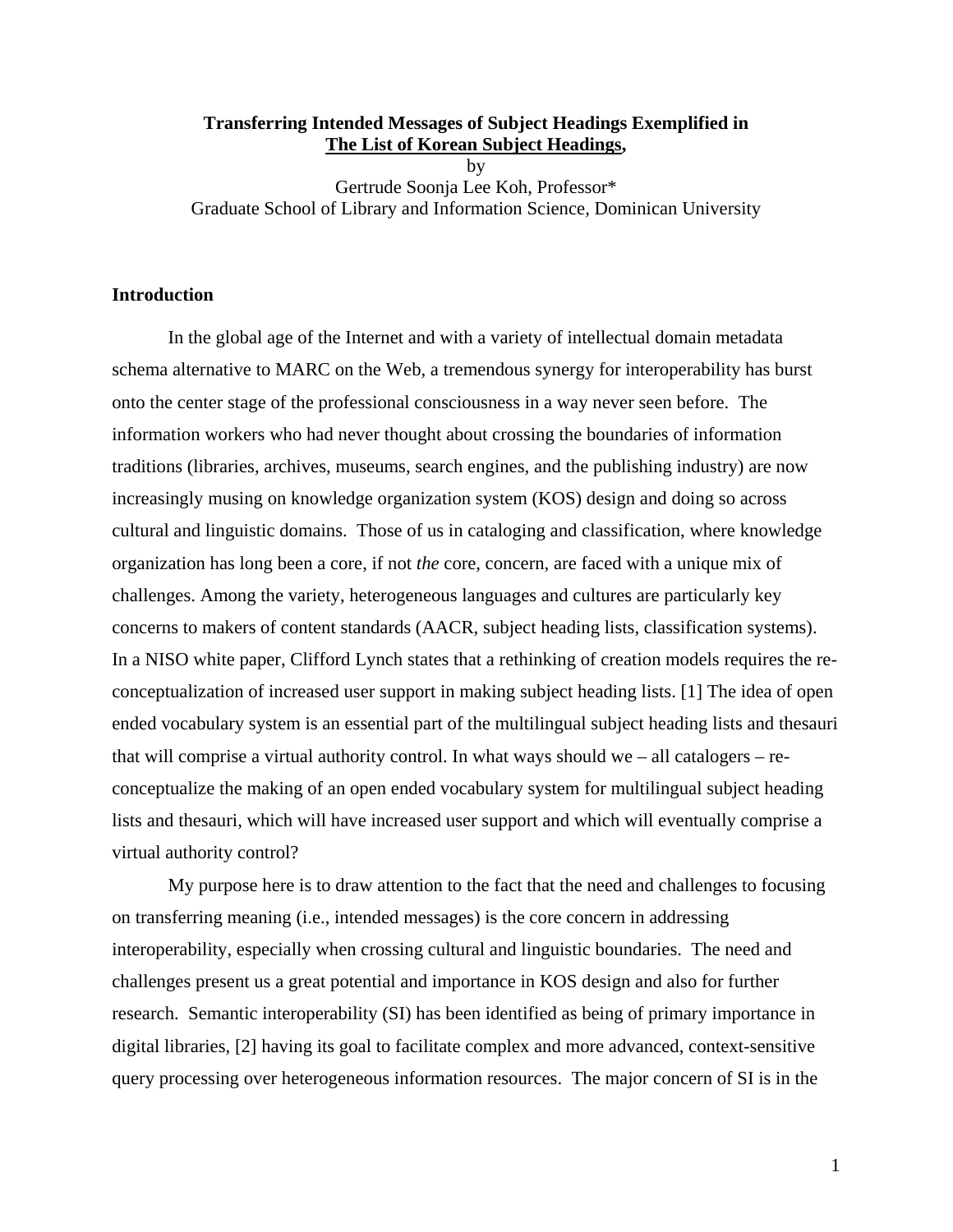**Transferring Intended Messages of Subject Headings Exemplified in**
**The List of Korean Subject Headings,**

by
Gertrude Soonja Lee Koh, Professor*
Graduate School of Library and Information Science, Dominican University

## Introduction

In the global age of the Internet and with a variety of intellectual domain metadata schema alternative to MARC on the Web, a tremendous synergy for interoperability has burst onto the center stage of the professional consciousness in a way never seen before. The information workers who had never thought about crossing the boundaries of information traditions (libraries, archives, museums, search engines, and the publishing industry) are now increasingly musing on knowledge organization system (KOS) design and doing so across cultural and linguistic domains. Those of us in cataloging and classification, where knowledge organization has long been a core, if not *the* core, concern, are faced with a unique mix of challenges. Among the variety, heterogeneous languages and cultures are particularly key concerns to makers of content standards (AACR, subject heading lists, classification systems). In a NISO white paper, Clifford Lynch states that a rethinking of creation models requires the re-conceptualization of increased user support in making subject heading lists. [1] The idea of open ended vocabulary system is an essential part of the multilingual subject heading lists and thesauri that will comprise a virtual authority control. In what ways should we – all catalogers – re-conceptualize the making of an open ended vocabulary system for multilingual subject heading lists and thesauri, which will have increased user support and which will eventually comprise a virtual authority control?

My purpose here is to draw attention to the fact that the need and challenges to focusing on transferring meaning (i.e., intended messages) is the core concern in addressing interoperability, especially when crossing cultural and linguistic boundaries. The need and challenges present us a great potential and importance in KOS design and also for further research. Semantic interoperability (SI) has been identified as being of primary importance in digital libraries, [2] having its goal to facilitate complex and more advanced, context-sensitive query processing over heterogeneous information resources. The major concern of SI is in the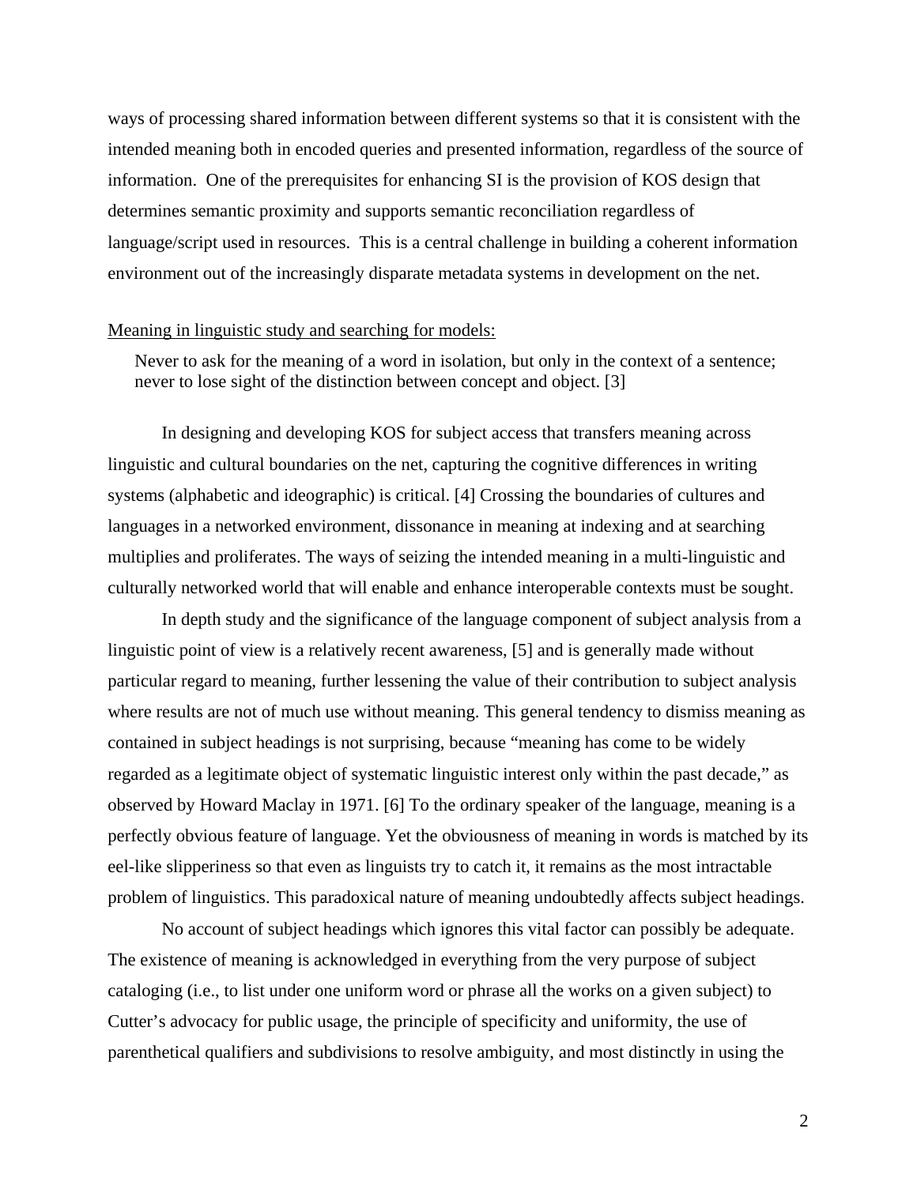ways of processing shared information between different systems so that it is consistent with the intended meaning both in encoded queries and presented information, regardless of the source of information. One of the prerequisites for enhancing SI is the provision of KOS design that determines semantic proximity and supports semantic reconciliation regardless of language/script used in resources. This is a central challenge in building a coherent information environment out of the increasingly disparate metadata systems in development on the net.

<u>Meaning in linguistic study and searching for models:</u>

> Never to ask for the meaning of a word in isolation, but only in the context of a sentence; never to lose sight of the distinction between concept and object. [3]

In designing and developing KOS for subject access that transfers meaning across linguistic and cultural boundaries on the net, capturing the cognitive differences in writing systems (alphabetic and ideographic) is critical. [4] Crossing the boundaries of cultures and languages in a networked environment, dissonance in meaning at indexing and at searching multiplies and proliferates. The ways of seizing the intended meaning in a multi-linguistic and culturally networked world that will enable and enhance interoperable contexts must be sought.

In depth study and the significance of the language component of subject analysis from a linguistic point of view is a relatively recent awareness, [5] and is generally made without particular regard to meaning, further lessening the value of their contribution to subject analysis where results are not of much use without meaning. This general tendency to dismiss meaning as contained in subject headings is not surprising, because "meaning has come to be widely regarded as a legitimate object of systematic linguistic interest only within the past decade," as observed by Howard Maclay in 1971. [6] To the ordinary speaker of the language, meaning is a perfectly obvious feature of language. Yet the obviousness of meaning in words is matched by its eel-like slipperiness so that even as linguists try to catch it, it remains as the most intractable problem of linguistics. This paradoxical nature of meaning undoubtedly affects subject headings.

No account of subject headings which ignores this vital factor can possibly be adequate. The existence of meaning is acknowledged in everything from the very purpose of subject cataloging (i.e., to list under one uniform word or phrase all the works on a given subject) to Cutter's advocacy for public usage, the principle of specificity and uniformity, the use of parenthetical qualifiers and subdivisions to resolve ambiguity, and most distinctly in using the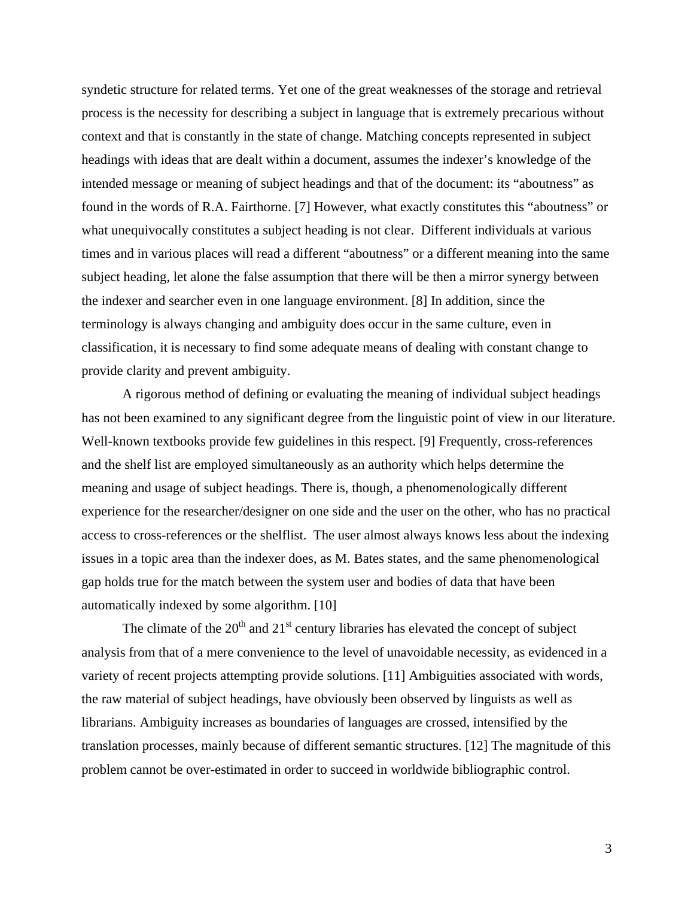syndetic structure for related terms. Yet one of the great weaknesses of the storage and retrieval process is the necessity for describing a subject in language that is extremely precarious without context and that is constantly in the state of change. Matching concepts represented in subject headings with ideas that are dealt within a document, assumes the indexer's knowledge of the intended message or meaning of subject headings and that of the document: its "aboutness" as found in the words of R.A. Fairthorne. [7] However, what exactly constitutes this "aboutness" or what unequivocally constitutes a subject heading is not clear. Different individuals at various times and in various places will read a different "aboutness" or a different meaning into the same subject heading, let alone the false assumption that there will be then a mirror synergy between the indexer and searcher even in one language environment. [8] In addition, since the terminology is always changing and ambiguity does occur in the same culture, even in classification, it is necessary to find some adequate means of dealing with constant change to provide clarity and prevent ambiguity.

A rigorous method of defining or evaluating the meaning of individual subject headings has not been examined to any significant degree from the linguistic point of view in our literature. Well-known textbooks provide few guidelines in this respect. [9] Frequently, cross-references and the shelf list are employed simultaneously as an authority which helps determine the meaning and usage of subject headings. There is, though, a phenomenologically different experience for the researcher/designer on one side and the user on the other, who has no practical access to cross-references or the shelflist. The user almost always knows less about the indexing issues in a topic area than the indexer does, as M. Bates states, and the same phenomenological gap holds true for the match between the system user and bodies of data that have been automatically indexed by some algorithm. [10]

The climate of the 20th and 21st century libraries has elevated the concept of subject analysis from that of a mere convenience to the level of unavoidable necessity, as evidenced in a variety of recent projects attempting provide solutions. [11] Ambiguities associated with words, the raw material of subject headings, have obviously been observed by linguists as well as librarians. Ambiguity increases as boundaries of languages are crossed, intensified by the translation processes, mainly because of different semantic structures. [12] The magnitude of this problem cannot be over-estimated in order to succeed in worldwide bibliographic control.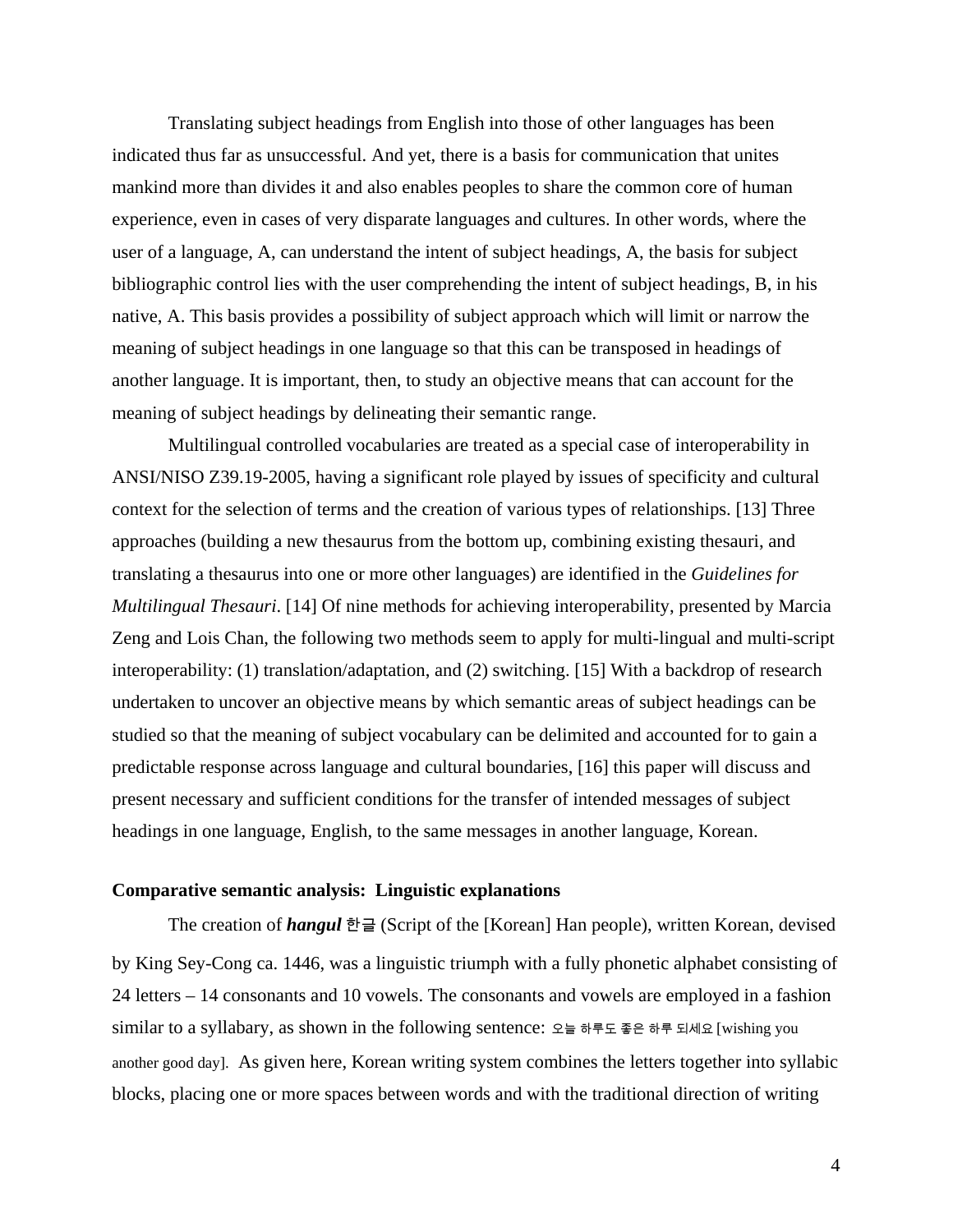Translating subject headings from English into those of other languages has been indicated thus far as unsuccessful. And yet, there is a basis for communication that unites mankind more than divides it and also enables peoples to share the common core of human experience, even in cases of very disparate languages and cultures. In other words, where the user of a language, A, can understand the intent of subject headings, A, the basis for subject bibliographic control lies with the user comprehending the intent of subject headings, B, in his native, A. This basis provides a possibility of subject approach which will limit or narrow the meaning of subject headings in one language so that this can be transposed in headings of another language. It is important, then, to study an objective means that can account for the meaning of subject headings by delineating their semantic range.

Multilingual controlled vocabularies are treated as a special case of interoperability in ANSI/NISO Z39.19-2005, having a significant role played by issues of specificity and cultural context for the selection of terms and the creation of various types of relationships. [13] Three approaches (building a new thesaurus from the bottom up, combining existing thesauri, and translating a thesaurus into one or more other languages) are identified in the *Guidelines for Multilingual Thesauri*. [14] Of nine methods for achieving interoperability, presented by Marcia Zeng and Lois Chan, the following two methods seem to apply for multi-lingual and multi-script interoperability: (1) translation/adaptation, and (2) switching. [15] With a backdrop of research undertaken to uncover an objective means by which semantic areas of subject headings can be studied so that the meaning of subject vocabulary can be delimited and accounted for to gain a predictable response across language and cultural boundaries, [16] this paper will discuss and present necessary and sufficient conditions for the transfer of intended messages of subject headings in one language, English, to the same messages in another language, Korean.

**Comparative semantic analysis: Linguistic explanations**

The creation of ***hangul*** 한글 (Script of the [Korean] Han people), written Korean, devised by King Sey-Cong ca. 1446, was a linguistic triumph with a fully phonetic alphabet consisting of 24 letters – 14 consonants and 10 vowels. The consonants and vowels are employed in a fashion similar to a syllabary, as shown in the following sentence: 오늘 하루도 좋은 하루 되세요 [wishing you another good day]. As given here, Korean writing system combines the letters together into syllabic blocks, placing one or more spaces between words and with the traditional direction of writing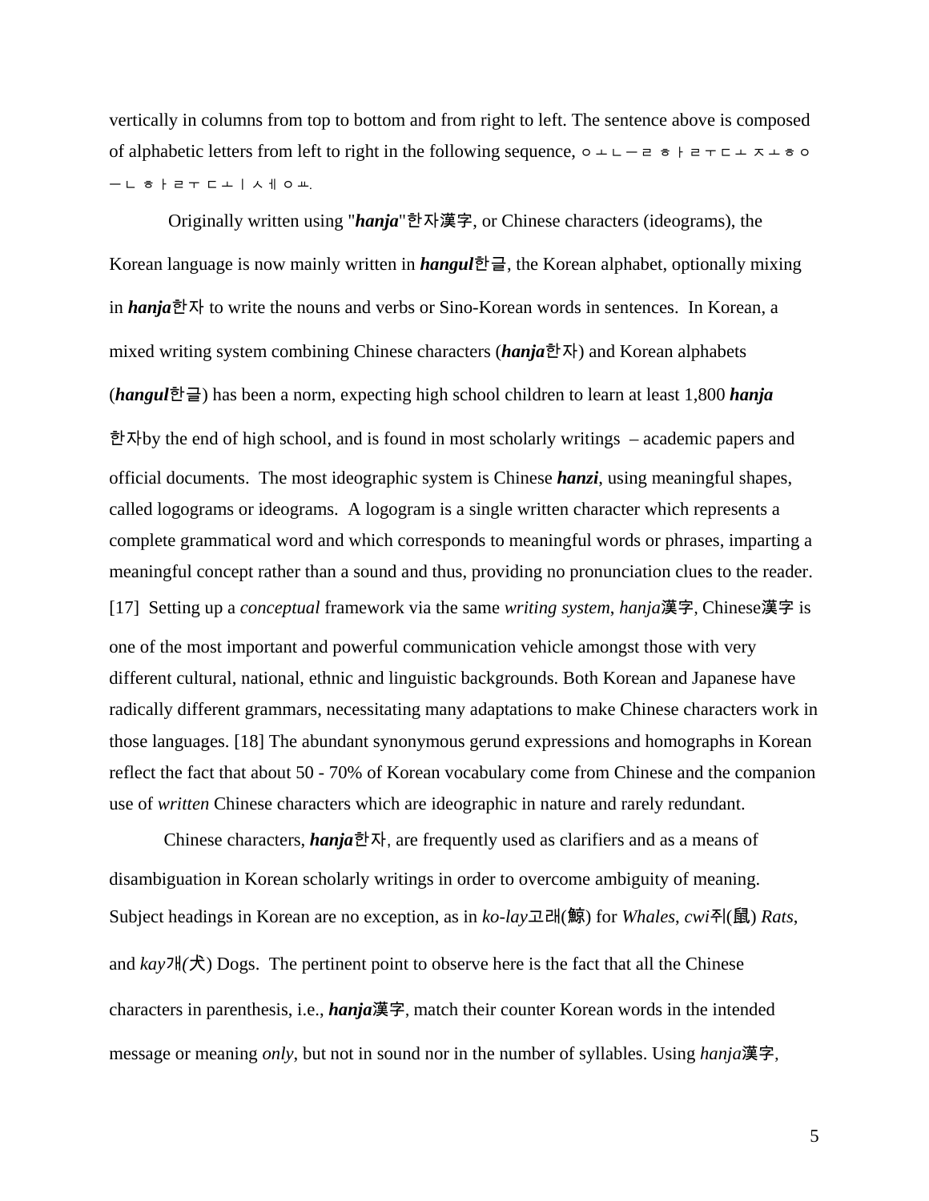vertically in columns from top to bottom and from right to left. The sentence above is composed of alphabetic letters from left to right in the following sequence, ㅇㅗㄴㅡㄹ ㅎㅏㄹㅜㄷㅗ ㅈㅗㅎㅇ ㅡㄴ ㅎㅏㄹㅜ ㄷㅗㅣ ㅅㅔㅇㅛ.

Originally written using "***hanja***"한자漢字, or Chinese characters (ideograms), the Korean language is now mainly written in ***hangul***한글, the Korean alphabet, optionally mixing in ***hanja***한자 to write the nouns and verbs or Sino-Korean words in sentences. In Korean, a mixed writing system combining Chinese characters (***hanja***한자) and Korean alphabets (***hangul***한글) has been a norm, expecting high school children to learn at least 1,800 ***hanja*** 한자by the end of high school, and is found in most scholarly writings – academic papers and official documents. The most ideographic system is Chinese ***hanzi***, using meaningful shapes, called logograms or ideograms. A logogram is a single written character which represents a complete grammatical word and which corresponds to meaningful words or phrases, imparting a meaningful concept rather than a sound and thus, providing no pronunciation clues to the reader. [17] Setting up a *conceptual* framework via the same *writing system*, *hanja*漢字, Chinese漢字 is one of the most important and powerful communication vehicle amongst those with very different cultural, national, ethnic and linguistic backgrounds. Both Korean and Japanese have radically different grammars, necessitating many adaptations to make Chinese characters work in those languages. [18] The abundant synonymous gerund expressions and homographs in Korean reflect the fact that about 50 - 70% of Korean vocabulary come from Chinese and the companion use of *written* Chinese characters which are ideographic in nature and rarely redundant.

Chinese characters, ***hanja***한자, are frequently used as clarifiers and as a means of disambiguation in Korean scholarly writings in order to overcome ambiguity of meaning. Subject headings in Korean are no exception, as in *ko-lay*고래(鯨) for *Whales*, *cwi*쥐(鼠) *Rats*, and *kay*개*(*犬) Dogs. The pertinent point to observe here is the fact that all the Chinese characters in parenthesis, i.e., ***hanja***漢字, match their counter Korean words in the intended message or meaning *only*, but not in sound nor in the number of syllables. Using *hanja*漢字,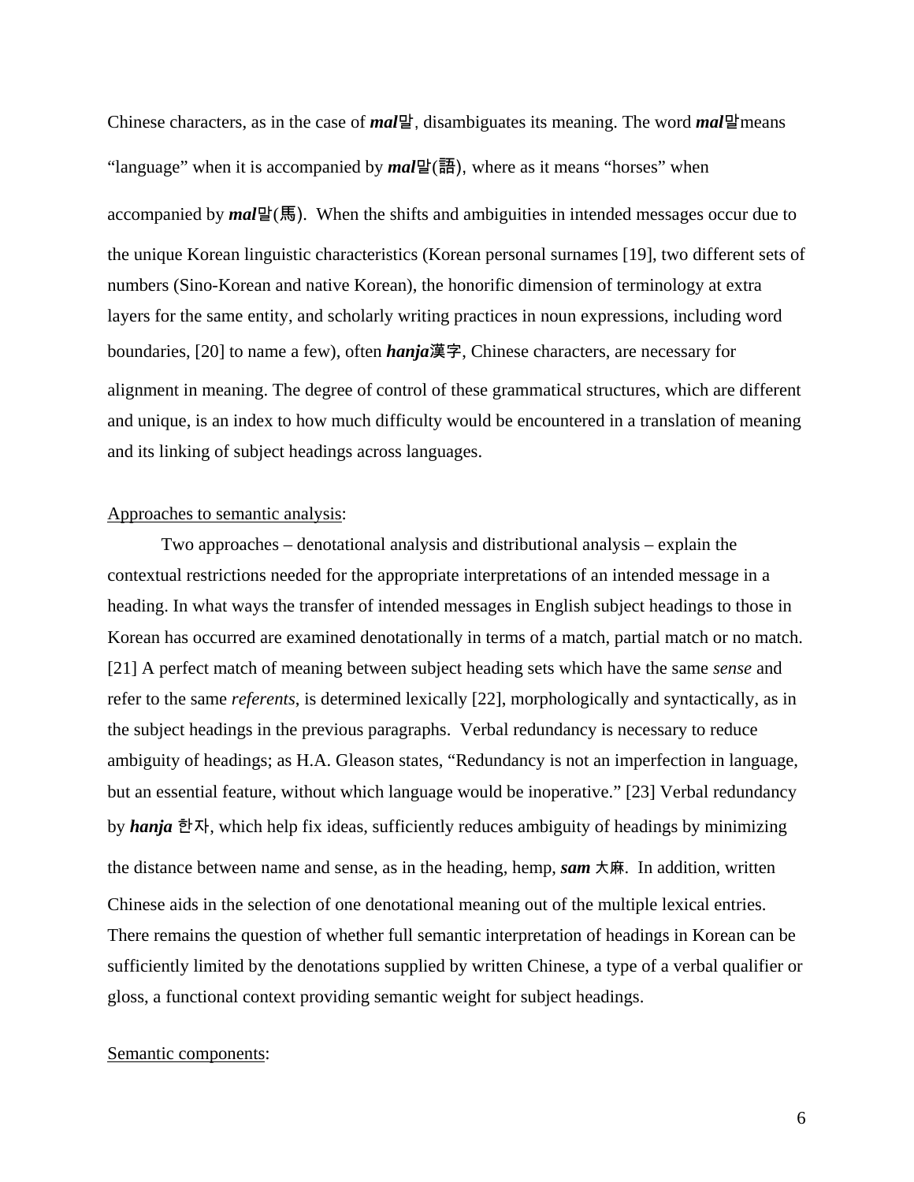Chinese characters, as in the case of ***mal*** 말, disambiguates its meaning. The word ***mal*** 말means "language" when it is accompanied by ***mal*** 말(語), where as it means "horses" when accompanied by ***mal*** 말(馬). When the shifts and ambiguities in intended messages occur due to the unique Korean linguistic characteristics (Korean personal surnames [19], two different sets of numbers (Sino-Korean and native Korean), the honorific dimension of terminology at extra layers for the same entity, and scholarly writing practices in noun expressions, including word boundaries, [20] to name a few), often ***hanja*** 漢字, Chinese characters, are necessary for alignment in meaning. The degree of control of these grammatical structures, which are different and unique, is an index to how much difficulty would be encountered in a translation of meaning and its linking of subject headings across languages.

<u>Approaches to semantic analysis</u>:

Two approaches – denotational analysis and distributional analysis – explain the contextual restrictions needed for the appropriate interpretations of an intended message in a heading. In what ways the transfer of intended messages in English subject headings to those in Korean has occurred are examined denotationally in terms of a match, partial match or no match. [21] A perfect match of meaning between subject heading sets which have the same *sense* and refer to the same *referents*, is determined lexically [22], morphologically and syntactically, as in the subject headings in the previous paragraphs. Verbal redundancy is necessary to reduce ambiguity of headings; as H.A. Gleason states, "Redundancy is not an imperfection in language, but an essential feature, without which language would be inoperative." [23] Verbal redundancy by ***hanja*** 한자, which help fix ideas, sufficiently reduces ambiguity of headings by minimizing the distance between name and sense, as in the heading, hemp, ***sam*** 大麻. In addition, written Chinese aids in the selection of one denotational meaning out of the multiple lexical entries. There remains the question of whether full semantic interpretation of headings in Korean can be sufficiently limited by the denotations supplied by written Chinese, a type of a verbal qualifier or gloss, a functional context providing semantic weight for subject headings.

<u>Semantic components</u>: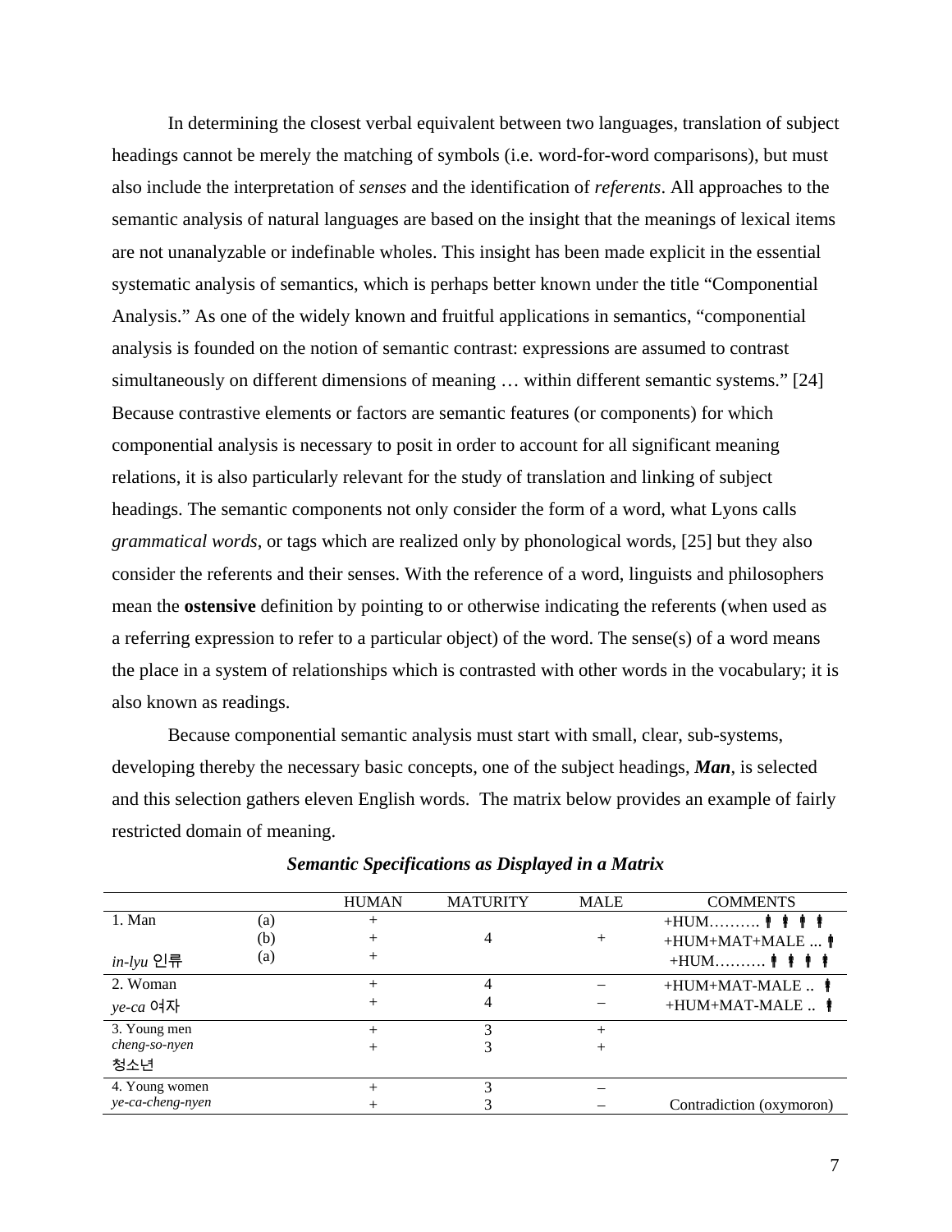In determining the closest verbal equivalent between two languages, translation of subject headings cannot be merely the matching of symbols (i.e. word-for-word comparisons), but must also include the interpretation of *senses* and the identification of *referents*. All approaches to the semantic analysis of natural languages are based on the insight that the meanings of lexical items are not unanalyzable or indefinable wholes. This insight has been made explicit in the essential systematic analysis of semantics, which is perhaps better known under the title "Componential Analysis." As one of the widely known and fruitful applications in semantics, "componential analysis is founded on the notion of semantic contrast: expressions are assumed to contrast simultaneously on different dimensions of meaning … within different semantic systems." [24] Because contrastive elements or factors are semantic features (or components) for which componential analysis is necessary to posit in order to account for all significant meaning relations, it is also particularly relevant for the study of translation and linking of subject headings. The semantic components not only consider the form of a word, what Lyons calls *grammatical words*, or tags which are realized only by phonological words, [25] but they also consider the referents and their senses. With the reference of a word, linguists and philosophers mean the **ostensive** definition by pointing to or otherwise indicating the referents (when used as a referring expression to refer to a particular object) of the word. The sense(s) of a word means the place in a system of relationships which is contrasted with other words in the vocabulary; it is also known as readings.

Because componential semantic analysis must start with small, clear, sub-systems, developing thereby the necessary basic concepts, one of the subject headings, ***Man***, is selected and this selection gathers eleven English words. The matrix below provides an example of fairly restricted domain of meaning.

***Semantic Specifications as Displayed in a Matrix***

| | | HUMAN | MATURITY | MALE | COMMENTS |
|---|---|---|---|---|---|
| 1. Man | (a) | + | | | +HUM………. 🚹 🚹 🚹 🚹 |
| | (b) | + | 4 | + | +HUM+MAT+MALE ... 🚹 |
| *in-lyu* 인류 | (a) | + | | | +HUM………. 🚹 🚹 🚹 🚹 |
| 2. Woman | | + | 4 | – | +HUM+MAT-MALE .. 🚹 |
| *ye-ca* 여자 | | + | 4 | – | +HUM+MAT-MALE .. 🚹 |
| 3. Young men | | + | 3 | + | |
| *cheng-so-nyen* 청소년 | | + | 3 | + | |
| 4. Young women | | + | 3 | – | |
| *ye-ca-cheng-nyen* | | + | 3 | – | Contradiction (oxymoron) |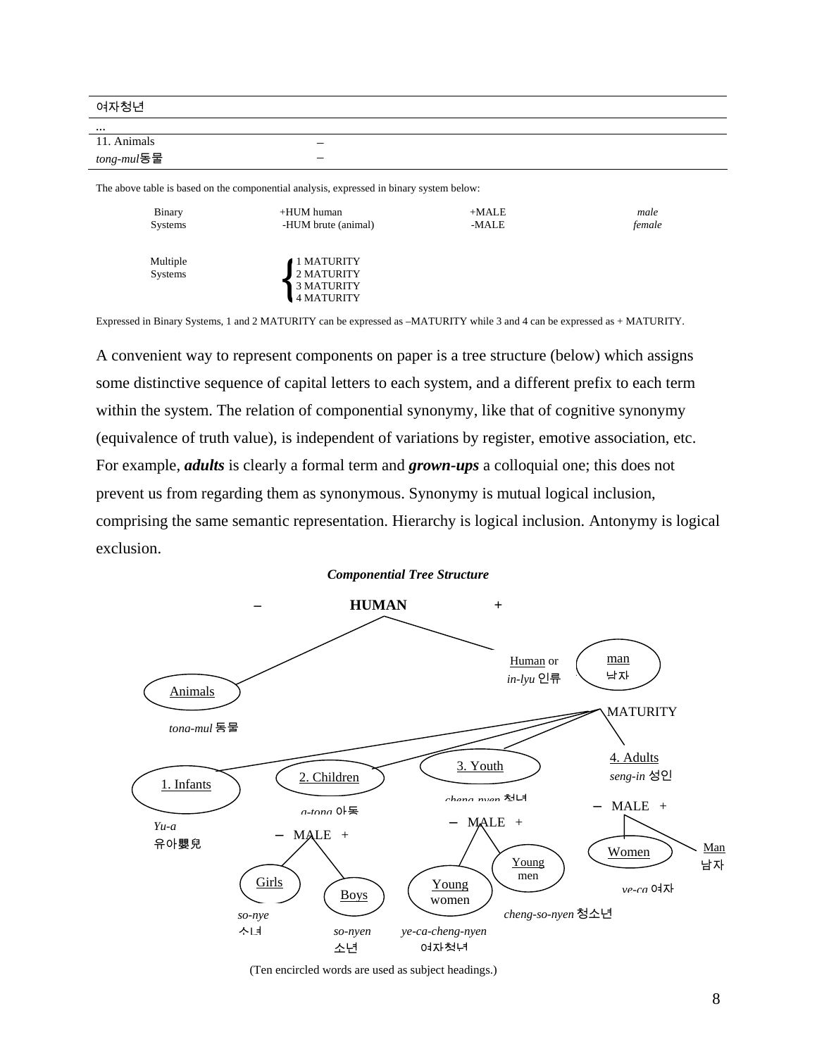| 여자청년 | | |
|---|---|---|
| ... | | |
| 11. Animals | – | |
| *tong-mul*동물 | – | |

The above table is based on the componential analysis, expressed in binary system below:

| | | | |
|---|---|---|---|
| Binary Systems | +HUM human<br>-HUM brute (animal) | +MALE<br>-MALE | *male*<br>*female* |
| Multiple Systems | 1 MATURITY<br>2 MATURITY<br>3 MATURITY<br>4 MATURITY | | |

Expressed in Binary Systems, 1 and 2 MATURITY can be expressed as –MATURITY while 3 and 4 can be expressed as + MATURITY.

A convenient way to represent components on paper is a tree structure (below) which assigns some distinctive sequence of capital letters to each system, and a different prefix to each term within the system. The relation of componential synonymy, like that of cognitive synonymy (equivalence of truth value), is independent of variations by register, emotive association, etc. For example, ***adults*** is clearly a formal term and ***grown-ups*** a colloquial one; this does not prevent us from regarding them as synonymous. Synonymy is mutual logical inclusion, comprising the same semantic representation. Hierarchy is logical inclusion. Antonymy is logical exclusion.

***Componential Tree Structure***

– **HUMAN** +

Animals — *tong-mul* 동물

Human or *in-lyu* 인류 — man 남자

MATURITY

1. Infants — *Yu-a* 유아嬰兒

2. Children — *a-tong* 아동
 – MALE +
 Girls — *so-nye* 소녀
 Boys — *so-nyen* 소년

3. Youth — *cheng-nyen* 청년
 – MALE +
 Young women — *ye-ca-cheng-nyen* 여자청년
 Young men — *cheng-so-nyen* 청소년

4. Adults — *seng-in* 성인
 – MALE +
 Women — *ye-ca* 여자
 Man — 남자

(Ten encircled words are used as subject headings.)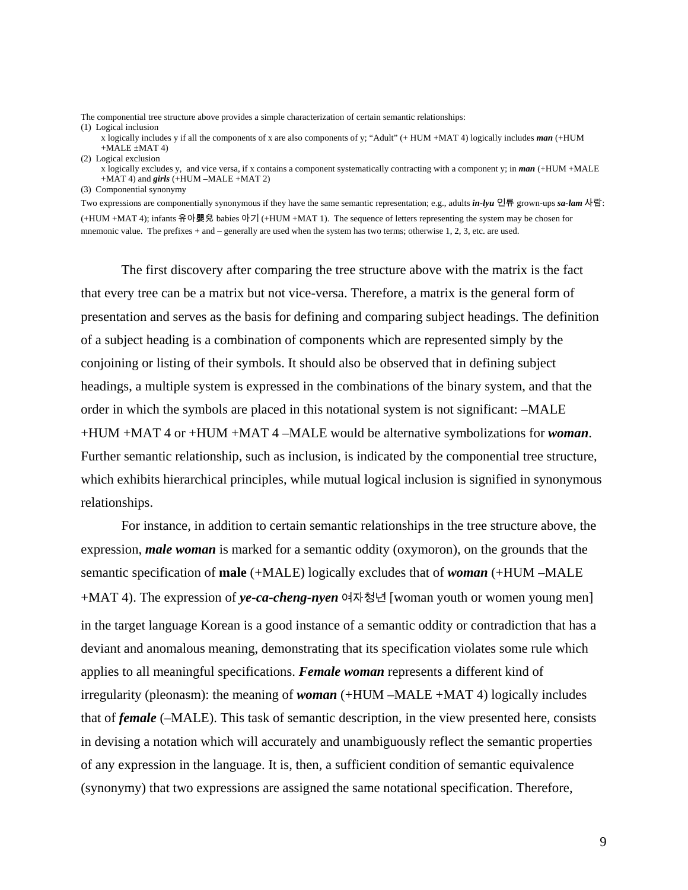The componential tree structure above provides a simple characterization of certain semantic relationships:

(1) Logical inclusion

x logically includes y if all the components of x are also components of y; "Adult" (+ HUM +MAT 4) logically includes ***man*** (+HUM +MALE ±MAT 4)

(2) Logical exclusion

x logically excludes y, and vice versa, if x contains a component systematically contracting with a component y; in ***man*** (+HUM +MALE +MAT 4) and ***girls*** (+HUM –MALE +MAT 2)

(3) Componential synonymy

Two expressions are componentially synonymous if they have the same semantic representation; e.g., adults ***in-lyu*** 인류 grown-ups ***sa-lam*** 사람: (+HUM +MAT 4); infants 유아嬰兒 babies 아기 (+HUM +MAT 1). The sequence of letters representing the system may be chosen for mnemonic value. The prefixes + and – generally are used when the system has two terms; otherwise 1, 2, 3, etc. are used.

The first discovery after comparing the tree structure above with the matrix is the fact that every tree can be a matrix but not vice-versa. Therefore, a matrix is the general form of presentation and serves as the basis for defining and comparing subject headings. The definition of a subject heading is a combination of components which are represented simply by the conjoining or listing of their symbols. It should also be observed that in defining subject headings, a multiple system is expressed in the combinations of the binary system, and that the order in which the symbols are placed in this notational system is not significant: –MALE +HUM +MAT 4 or +HUM +MAT 4 –MALE would be alternative symbolizations for ***woman***. Further semantic relationship, such as inclusion, is indicated by the componential tree structure, which exhibits hierarchical principles, while mutual logical inclusion is signified in synonymous relationships.

For instance, in addition to certain semantic relationships in the tree structure above, the expression, ***male woman*** is marked for a semantic oddity (oxymoron), on the grounds that the semantic specification of **male** (+MALE) logically excludes that of ***woman*** (+HUM –MALE +MAT 4). The expression of ***ye-ca-cheng-nyen*** 여자청년 [woman youth or women young men] in the target language Korean is a good instance of a semantic oddity or contradiction that has a deviant and anomalous meaning, demonstrating that its specification violates some rule which applies to all meaningful specifications. ***Female woman*** represents a different kind of irregularity (pleonasm): the meaning of ***woman*** (+HUM –MALE +MAT 4) logically includes that of ***female*** (–MALE). This task of semantic description, in the view presented here, consists in devising a notation which will accurately and unambiguously reflect the semantic properties of any expression in the language. It is, then, a sufficient condition of semantic equivalence (synonymy) that two expressions are assigned the same notational specification. Therefore,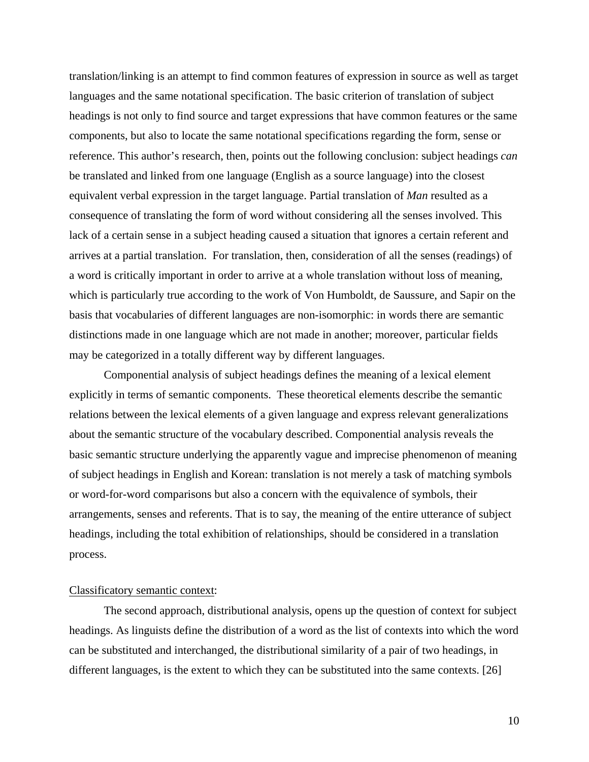translation/linking is an attempt to find common features of expression in source as well as target languages and the same notational specification. The basic criterion of translation of subject headings is not only to find source and target expressions that have common features or the same components, but also to locate the same notational specifications regarding the form, sense or reference. This author's research, then, points out the following conclusion: subject headings *can* be translated and linked from one language (English as a source language) into the closest equivalent verbal expression in the target language. Partial translation of *Man* resulted as a consequence of translating the form of word without considering all the senses involved. This lack of a certain sense in a subject heading caused a situation that ignores a certain referent and arrives at a partial translation. For translation, then, consideration of all the senses (readings) of a word is critically important in order to arrive at a whole translation without loss of meaning, which is particularly true according to the work of Von Humboldt, de Saussure, and Sapir on the basis that vocabularies of different languages are non-isomorphic: in words there are semantic distinctions made in one language which are not made in another; moreover, particular fields may be categorized in a totally different way by different languages.

Componential analysis of subject headings defines the meaning of a lexical element explicitly in terms of semantic components. These theoretical elements describe the semantic relations between the lexical elements of a given language and express relevant generalizations about the semantic structure of the vocabulary described. Componential analysis reveals the basic semantic structure underlying the apparently vague and imprecise phenomenon of meaning of subject headings in English and Korean: translation is not merely a task of matching symbols or word-for-word comparisons but also a concern with the equivalence of symbols, their arrangements, senses and referents. That is to say, the meaning of the entire utterance of subject headings, including the total exhibition of relationships, should be considered in a translation process.

Classificatory semantic context:

The second approach, distributional analysis, opens up the question of context for subject headings. As linguists define the distribution of a word as the list of contexts into which the word can be substituted and interchanged, the distributional similarity of a pair of two headings, in different languages, is the extent to which they can be substituted into the same contexts. [26]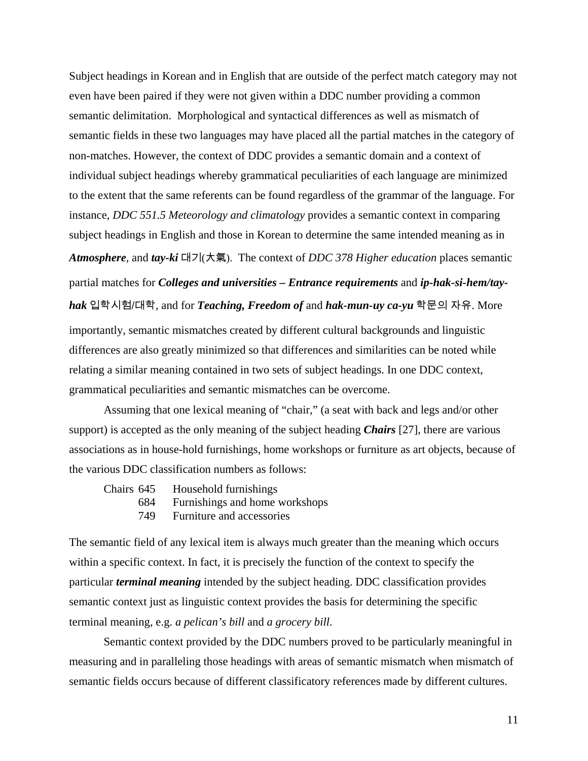Subject headings in Korean and in English that are outside of the perfect match category may not even have been paired if they were not given within a DDC number providing a common semantic delimitation. Morphological and syntactical differences as well as mismatch of semantic fields in these two languages may have placed all the partial matches in the category of non-matches. However, the context of DDC provides a semantic domain and a context of individual subject headings whereby grammatical peculiarities of each language are minimized to the extent that the same referents can be found regardless of the grammar of the language. For instance, *DDC 551.5 Meteorology and climatology* provides a semantic context in comparing subject headings in English and those in Korean to determine the same intended meaning as in ***Atmosphere***, and ***tay-ki*** 대기(大氣). The context of *DDC 378 Higher education* places semantic partial matches for ***Colleges and universities – Entrance requirements*** and ***ip-hak-si-hem/tay-hak*** 입학시험/대학, and for ***Teaching, Freedom of*** and ***hak-mun-uy ca-yu*** 학문의 자유. More importantly, semantic mismatches created by different cultural backgrounds and linguistic differences are also greatly minimized so that differences and similarities can be noted while relating a similar meaning contained in two sets of subject headings. In one DDC context, grammatical peculiarities and semantic mismatches can be overcome.

Assuming that one lexical meaning of "chair," (a seat with back and legs and/or other support) is accepted as the only meaning of the subject heading ***Chairs*** [27], there are various associations as in house-hold furnishings, home workshops or furniture as art objects, because of the various DDC classification numbers as follows:

| | | |
|---|---|---|
| Chairs | 645 | Household furnishings |
| | 684 | Furnishings and home workshops |
| | 749 | Furniture and accessories |

The semantic field of any lexical item is always much greater than the meaning which occurs within a specific context. In fact, it is precisely the function of the context to specify the particular ***terminal meaning*** intended by the subject heading. DDC classification provides semantic context just as linguistic context provides the basis for determining the specific terminal meaning, e.g. *a pelican's bill* and *a grocery bill*.

Semantic context provided by the DDC numbers proved to be particularly meaningful in measuring and in paralleling those headings with areas of semantic mismatch when mismatch of semantic fields occurs because of different classificatory references made by different cultures.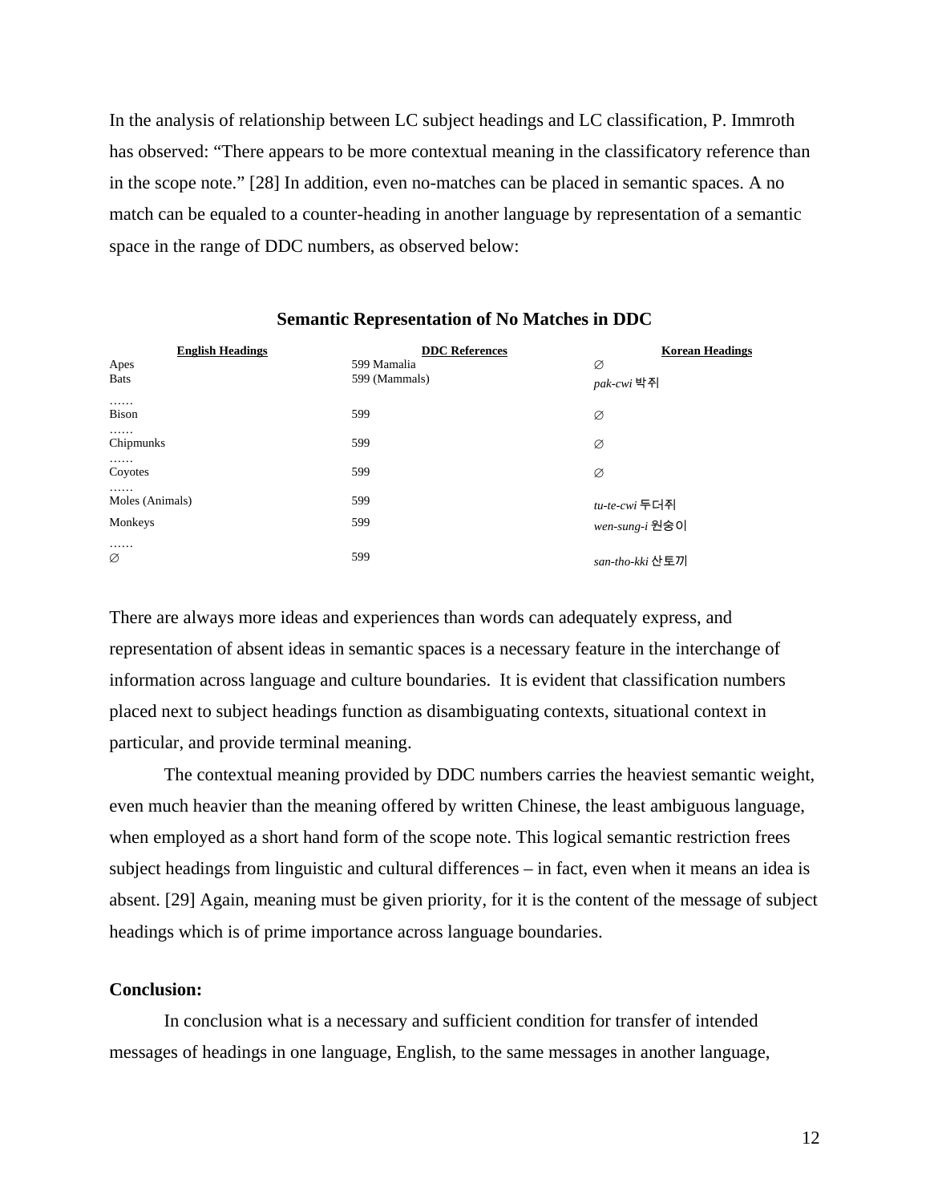In the analysis of relationship between LC subject headings and LC classification, P. Immroth has observed: "There appears to be more contextual meaning in the classificatory reference than in the scope note." [28] In addition, even no-matches can be placed in semantic spaces. A no match can be equaled to a counter-heading in another language by representation of a semantic space in the range of DDC numbers, as observed below:

**Semantic Representation of No Matches in DDC**

| English Headings | DDC References | Korean Headings |
|---|---|---|
| Apes | 599 Mamalia | ∅ |
| Bats | 599 (Mammals) | *pak-cwi* 박쥐 |
| …… | | |
| Bison | 599 | ∅ |
| …… | | |
| Chipmunks | 599 | ∅ |
| …… | | |
| Coyotes | 599 | ∅ |
| …… | | |
| Moles (Animals) | 599 | *tu-te-cwi* 두더쥐 |
| Monkeys | 599 | *wen-sung-i* 원숭이 |
| …… | | |
| ∅ | 599 | *san-tho-kki* 산토끼 |

There are always more ideas and experiences than words can adequately express, and representation of absent ideas in semantic spaces is a necessary feature in the interchange of information across language and culture boundaries. It is evident that classification numbers placed next to subject headings function as disambiguating contexts, situational context in particular, and provide terminal meaning.

The contextual meaning provided by DDC numbers carries the heaviest semantic weight, even much heavier than the meaning offered by written Chinese, the least ambiguous language, when employed as a short hand form of the scope note. This logical semantic restriction frees subject headings from linguistic and cultural differences – in fact, even when it means an idea is absent. [29] Again, meaning must be given priority, for it is the content of the message of subject headings which is of prime importance across language boundaries.

**Conclusion:**

In conclusion what is a necessary and sufficient condition for transfer of intended messages of headings in one language, English, to the same messages in another language,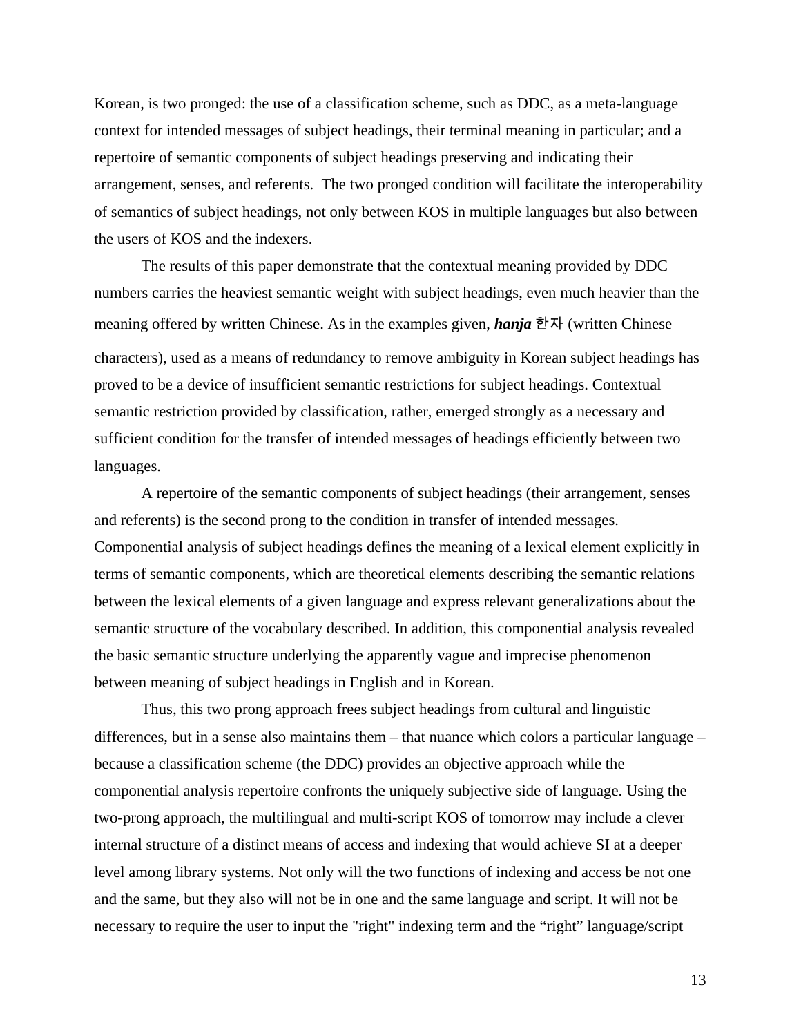Korean, is two pronged: the use of a classification scheme, such as DDC, as a meta-language context for intended messages of subject headings, their terminal meaning in particular; and a repertoire of semantic components of subject headings preserving and indicating their arrangement, senses, and referents. The two pronged condition will facilitate the interoperability of semantics of subject headings, not only between KOS in multiple languages but also between the users of KOS and the indexers.

The results of this paper demonstrate that the contextual meaning provided by DDC numbers carries the heaviest semantic weight with subject headings, even much heavier than the meaning offered by written Chinese. As in the examples given, ***hanja*** 한자 (written Chinese characters), used as a means of redundancy to remove ambiguity in Korean subject headings has proved to be a device of insufficient semantic restrictions for subject headings. Contextual semantic restriction provided by classification, rather, emerged strongly as a necessary and sufficient condition for the transfer of intended messages of headings efficiently between two languages.

A repertoire of the semantic components of subject headings (their arrangement, senses and referents) is the second prong to the condition in transfer of intended messages. Componential analysis of subject headings defines the meaning of a lexical element explicitly in terms of semantic components, which are theoretical elements describing the semantic relations between the lexical elements of a given language and express relevant generalizations about the semantic structure of the vocabulary described. In addition, this componential analysis revealed the basic semantic structure underlying the apparently vague and imprecise phenomenon between meaning of subject headings in English and in Korean.

Thus, this two prong approach frees subject headings from cultural and linguistic differences, but in a sense also maintains them – that nuance which colors a particular language – because a classification scheme (the DDC) provides an objective approach while the componential analysis repertoire confronts the uniquely subjective side of language. Using the two-prong approach, the multilingual and multi-script KOS of tomorrow may include a clever internal structure of a distinct means of access and indexing that would achieve SI at a deeper level among library systems. Not only will the two functions of indexing and access be not one and the same, but they also will not be in one and the same language and script. It will not be necessary to require the user to input the "right" indexing term and the "right" language/script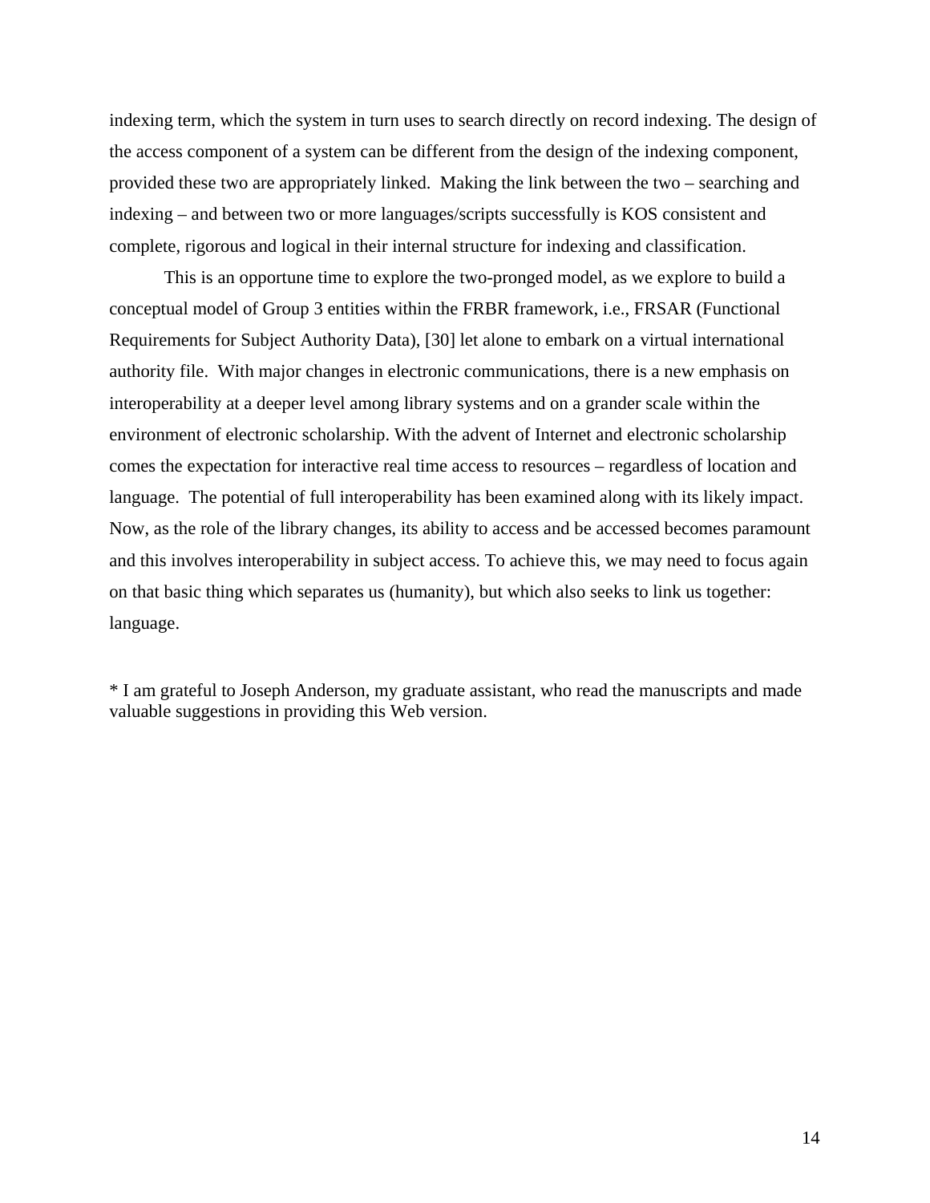indexing term, which the system in turn uses to search directly on record indexing. The design of the access component of a system can be different from the design of the indexing component, provided these two are appropriately linked. Making the link between the two – searching and indexing – and between two or more languages/scripts successfully is KOS consistent and complete, rigorous and logical in their internal structure for indexing and classification.

This is an opportune time to explore the two-pronged model, as we explore to build a conceptual model of Group 3 entities within the FRBR framework, i.e., FRSAR (Functional Requirements for Subject Authority Data), [30] let alone to embark on a virtual international authority file. With major changes in electronic communications, there is a new emphasis on interoperability at a deeper level among library systems and on a grander scale within the environment of electronic scholarship. With the advent of Internet and electronic scholarship comes the expectation for interactive real time access to resources – regardless of location and language. The potential of full interoperability has been examined along with its likely impact. Now, as the role of the library changes, its ability to access and be accessed becomes paramount and this involves interoperability in subject access. To achieve this, we may need to focus again on that basic thing which separates us (humanity), but which also seeks to link us together: language.

* I am grateful to Joseph Anderson, my graduate assistant, who read the manuscripts and made valuable suggestions in providing this Web version.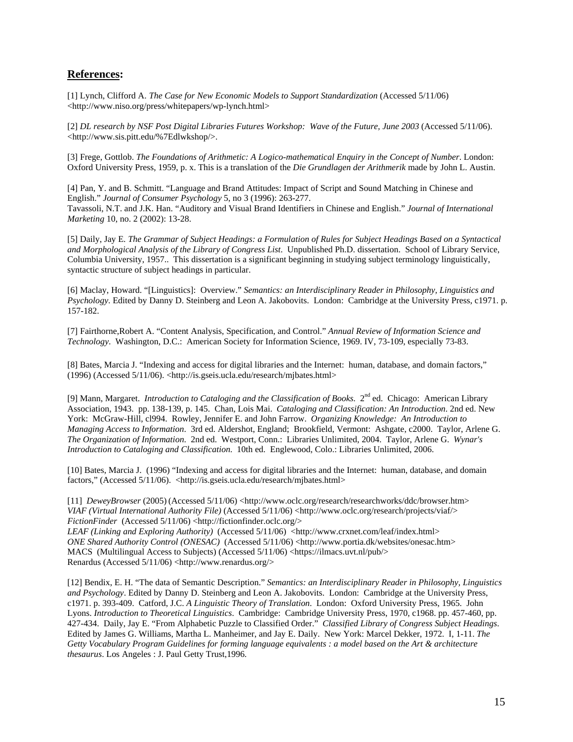## **References:**

[1] Lynch, Clifford A. *The Case for New Economic Models to Support Standardization* (Accessed 5/11/06) <http://www.niso.org/press/whitepapers/wp-lynch.html>

[2] *DL research by NSF Post Digital Libraries Futures Workshop: Wave of the Future, June 2003* (Accessed 5/11/06). <http://www.sis.pitt.edu/%7Edlwkshop/>.

[3] Frege, Gottlob. *The Foundations of Arithmetic: A Logico-mathematical Enquiry in the Concept of Number*. London: Oxford University Press, 1959, p. x. This is a translation of the *Die Grundlagen der Arithmerik* made by John L. Austin.

[4] Pan, Y. and B. Schmitt. "Language and Brand Attitudes: Impact of Script and Sound Matching in Chinese and English." *Journal of Consumer Psychology* 5, no 3 (1996): 263-277.
Tavassoli, N.T. and J.K. Han. "Auditory and Visual Brand Identifiers in Chinese and English." *Journal of International Marketing* 10, no. 2 (2002): 13-28.

[5] Daily, Jay E. *The Grammar of Subject Headings: a Formulation of Rules for Subject Headings Based on a Syntactical and Morphological Analysis of the Library of Congress List*. Unpublished Ph.D. dissertation. School of Library Service, Columbia University, 1957.. This dissertation is a significant beginning in studying subject terminology linguistically, syntactic structure of subject headings in particular.

[6] Maclay, Howard. "[Linguistics]: Overview." *Semantics: an Interdisciplinary Reader in Philosophy, Linguistics and Psychology*. Edited by Danny D. Steinberg and Leon A. Jakobovits. London: Cambridge at the University Press, c1971. p. 157-182.

[7] Fairthorne,Robert A. "Content Analysis, Specification, and Control." *Annual Review of Information Science and Technology*. Washington, D.C.: American Society for Information Science, 1969. IV, 73-109, especially 73-83.

[8] Bates, Marcia J. "Indexing and access for digital libraries and the Internet: human, database, and domain factors," (1996) (Accessed 5/11/06). <http://is.gseis.ucla.edu/research/mjbates.html>

[9] Mann, Margaret. *Introduction to Cataloging and the Classification of Books.* 2nd ed. Chicago: American Library Association, 1943. pp. 138-139, p. 145. Chan, Lois Mai. *Cataloging and Classification: An Introduction*. 2nd ed. New York: McGraw-Hill, cl994. Rowley, Jennifer E. and John Farrow. *Organizing Knowledge: An Introduction to Managing Access to Information*. 3rd ed. Aldershot, England; Brookfield, Vermont: Ashgate, c2000. Taylor, Arlene G. *The Organization of Information*. 2nd ed. Westport, Conn.: Libraries Unlimited, 2004. Taylor, Arlene G. *Wynar's Introduction to Cataloging and Classification.* 10th ed. Englewood, Colo.: Libraries Unlimited, 2006.

[10] Bates, Marcia J. (1996) "Indexing and access for digital libraries and the Internet: human, database, and domain factors," (Accessed 5/11/06). <http://is.gseis.ucla.edu/research/mjbates.html>

[11] *DeweyBrowser* (2005) (Accessed 5/11/06) <http://www.oclc.org/research/researchworks/ddc/browser.htm>
*VIAF (Virtual International Authority File)* (Accessed 5/11/06) <http://www.oclc.org/research/projects/viaf/>
*FictionFinder* (Accessed 5/11/06) <http://fictionfinder.oclc.org/>
*LEAF (Linking and Exploring Authority)* (Accessed 5/11/06) <http://www.crxnet.com/leaf/index.html>
*ONE Shared Authority Control (ONESAC)* (Accessed 5/11/06) <http://www.portia.dk/websites/onesac.htm>
MACS (Multilingual Access to Subjects) (Accessed 5/11/06) <https://ilmacs.uvt.nl/pub/>
Renardus (Accessed 5/11/06) <http://www.renardus.org/>

[12] Bendix, E. H. "The data of Semantic Description." *Semantics: an Interdisciplinary Reader in Philosophy, Linguistics and Psychology*. Edited by Danny D. Steinberg and Leon A. Jakobovits. London: Cambridge at the University Press, c1971. p. 393-409. Catford, J.C. *A Linguistic Theory of Translation*. London: Oxford University Press, 1965. John Lyons. *Introduction to Theoretical Linguistics*. Cambridge: Cambridge University Press, 1970, c1968. pp. 457-460, pp. 427-434. Daily, Jay E. "From Alphabetic Puzzle to Classified Order." *Classified Library of Congress Subject Headings*. Edited by James G. Williams, Martha L. Manheimer, and Jay E. Daily. New York: Marcel Dekker, 1972. I, 1-11. *The Getty Vocabulary Program Guidelines for forming language equivalents : a model based on the Art & architecture thesaurus*. Los Angeles : J. Paul Getty Trust,1996.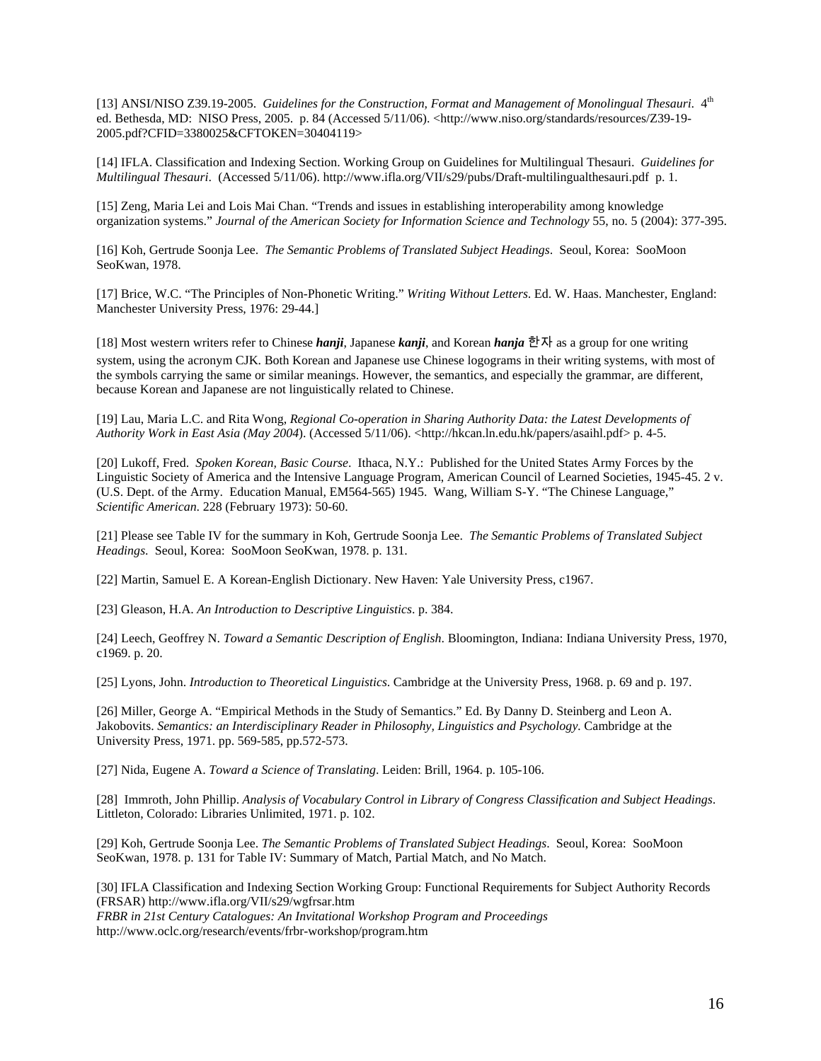[13] ANSI/NISO Z39.19-2005. *Guidelines for the Construction, Format and Management of Monolingual Thesauri.* 4th ed. Bethesda, MD: NISO Press, 2005. p. 84 (Accessed 5/11/06). <http://www.niso.org/standards/resources/Z39-19-2005.pdf?CFID=3380025&CFTOKEN=30404119>

[14] IFLA. Classification and Indexing Section. Working Group on Guidelines for Multilingual Thesauri. *Guidelines for Multilingual Thesauri*. (Accessed 5/11/06). http://www.ifla.org/VII/s29/pubs/Draft-multilingualthesauri.pdf p. 1.

[15] Zeng, Maria Lei and Lois Mai Chan. "Trends and issues in establishing interoperability among knowledge organization systems." *Journal of the American Society for Information Science and Technology* 55, no. 5 (2004): 377-395.

[16] Koh, Gertrude Soonja Lee. *The Semantic Problems of Translated Subject Headings*. Seoul, Korea: SooMoon SeoKwan, 1978.

[17] Brice, W.C. "The Principles of Non-Phonetic Writing." *Writing Without Letters.* Ed. W. Haas. Manchester, England: Manchester University Press, 1976: 29-44.]

[18] Most western writers refer to Chinese ***hanji***, Japanese ***kanji***, and Korean ***hanja*** 한자 as a group for one writing system, using the acronym CJK. Both Korean and Japanese use Chinese logograms in their writing systems, with most of the symbols carrying the same or similar meanings. However, the semantics, and especially the grammar, are different, because Korean and Japanese are not linguistically related to Chinese.

[19] Lau, Maria L.C. and Rita Wong, *Regional Co-operation in Sharing Authority Data: the Latest Developments of Authority Work in East Asia (May 2004*). (Accessed 5/11/06). <http://hkcan.ln.edu.hk/papers/asaihl.pdf> p. 4-5.

[20] Lukoff, Fred. *Spoken Korean, Basic Course*. Ithaca, N.Y.: Published for the United States Army Forces by the Linguistic Society of America and the Intensive Language Program, American Council of Learned Societies, 1945-45. 2 v. (U.S. Dept. of the Army. Education Manual, EM564-565) 1945. Wang, William S-Y. "The Chinese Language," *Scientific American*. 228 (February 1973): 50-60.

[21] Please see Table IV for the summary in Koh, Gertrude Soonja Lee. *The Semantic Problems of Translated Subject Headings*. Seoul, Korea: SooMoon SeoKwan, 1978. p. 131.

[22] Martin, Samuel E. A Korean-English Dictionary. New Haven: Yale University Press, c1967.

[23] Gleason, H.A. *An Introduction to Descriptive Linguistics*. p. 384.

[24] Leech, Geoffrey N. *Toward a Semantic Description of English*. Bloomington, Indiana: Indiana University Press, 1970, c1969. p. 20.

[25] Lyons, John. *Introduction to Theoretical Linguistics*. Cambridge at the University Press, 1968. p. 69 and p. 197.

[26] Miller, George A. "Empirical Methods in the Study of Semantics." Ed. By Danny D. Steinberg and Leon A. Jakobovits. *Semantics: an Interdisciplinary Reader in Philosophy, Linguistics and Psychology.* Cambridge at the University Press, 1971. pp. 569-585, pp.572-573.

[27] Nida, Eugene A. *Toward a Science of Translating*. Leiden: Brill, 1964. p. 105-106.

[28] Immroth, John Phillip. *Analysis of Vocabulary Control in Library of Congress Classification and Subject Headings*. Littleton, Colorado: Libraries Unlimited, 1971. p. 102.

[29] Koh, Gertrude Soonja Lee. *The Semantic Problems of Translated Subject Headings*. Seoul, Korea: SooMoon SeoKwan, 1978. p. 131 for Table IV: Summary of Match, Partial Match, and No Match.

[30] IFLA Classification and Indexing Section Working Group: Functional Requirements for Subject Authority Records (FRSAR) http://www.ifla.org/VII/s29/wgfrsar.htm
*FRBR in 21st Century Catalogues: An Invitational Workshop Program and Proceedings*
http://www.oclc.org/research/events/frbr-workshop/program.htm